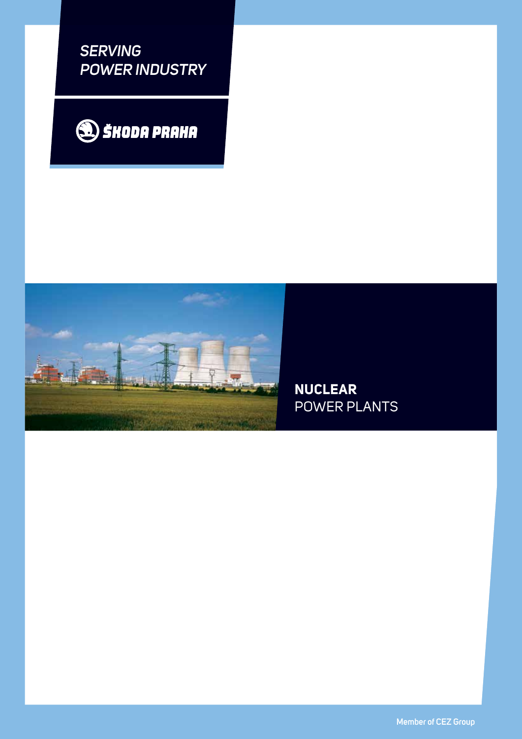*SERVING*
*POWER INDUSTRY*

ŠKODA PRAHA

# **NUCLEAR** POWER PLANTS

Member of CEZ Group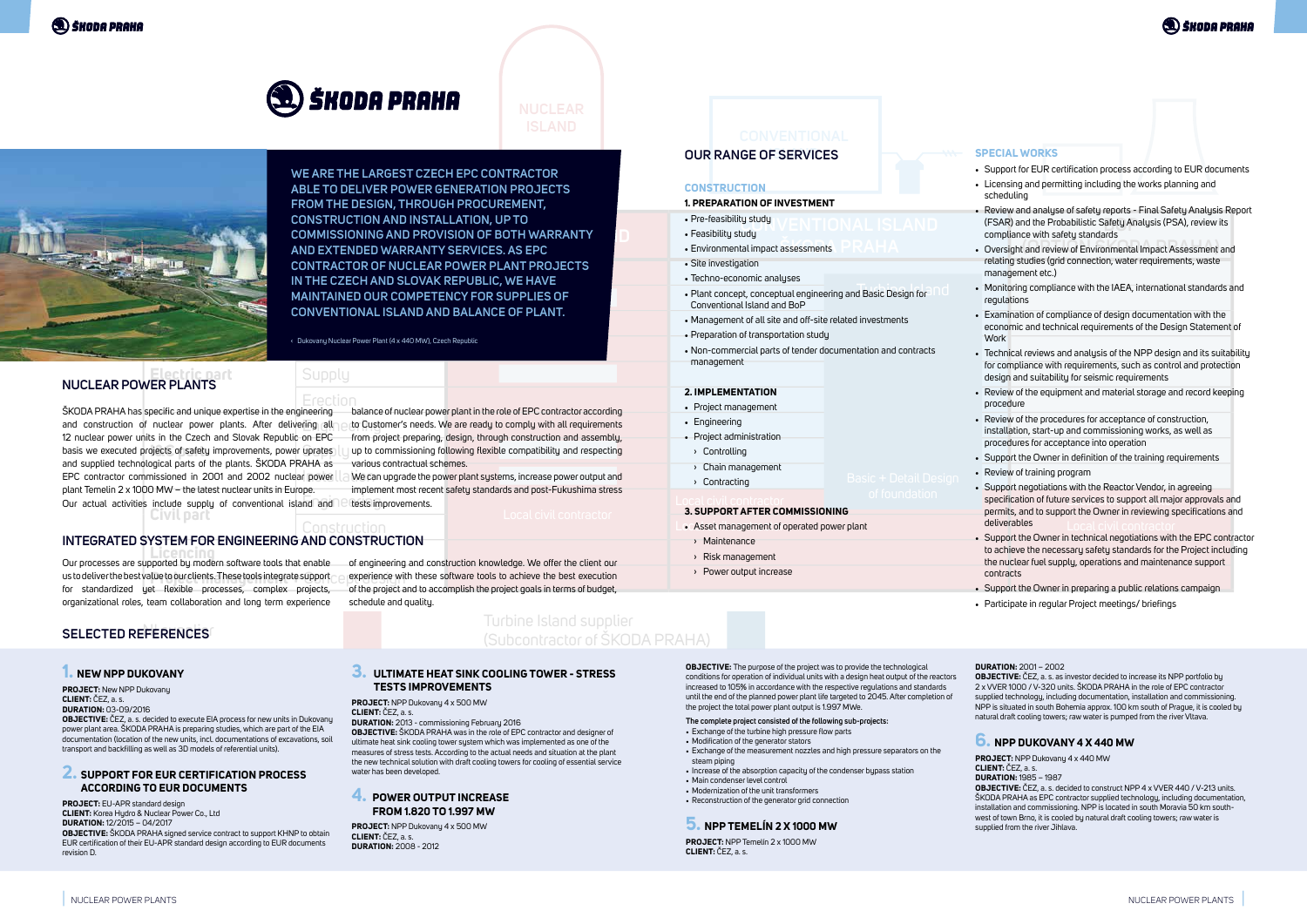# ŠKODA PRAHA

WE ARE THE LARGEST CZECH EPC CONTRACTOR ABLE TO DELIVER POWER GENERATION PROJECTS FROM THE DESIGN, THROUGH PROCUREMENT, CONSTRUCTION AND INSTALLATION, UP TO COMMISSIONING AND PROVISION OF BOTH WARRANTY AND EXTENDED WARRANTY SERVICES. AS EPC CONTRACTOR OF NUCLEAR POWER PLANT PROJECTS IN THE CZECH AND SLOVAK REPUBLIC, WE HAVE MAINTAINED OUR COMPETENCY FOR SUPPLIES OF CONVENTIONAL ISLAND AND BALANCE OF PLANT.

‹ Dukovany Nuclear Power Plant (4 x 440 MW), Czech Republic

## NUCLEAR POWER PLANTS

ŠKODA PRAHA has specific and unique expertise in the engineering and construction of nuclear power plants. After delivering all 12 nuclear power units in the Czech and Slovak Republic on EPC basis we executed projects of safety improvements, power uprates and supplied technological parts of the plants. ŠKODA PRAHA as EPC contractor commissioned in 2001 and 2002 nuclear power plant Temelín 2 x 1000 MW – the latest nuclear units in Europe. Our actual activities include supply of conventional island and balance of nuclear power plant in the role of EPC contractor according to Customer's needs. We are ready to comply with all requirements from project preparing, design, through construction and assembly, up to commissioning following flexible compatibility and respecting various contractual schemes.
We can upgrade the power plant systems, increase power output and implement most recent safety standards and post-Fukushima stress tests improvements.

## INTEGRATED SYSTEM FOR ENGINEERING AND CONSTRUCTION

Our processes are supported by modern software tools that enable us to deliver the best value to our clients. These tools integrate support for standardized yet flexible processes, complex projects, organizational roles, team collaboration and long term experience of engineering and construction knowledge. We offer the client our experience with these software tools to achieve the best execution of the project and to accomplish the project goals in terms of budget, schedule and quality.

## OUR RANGE OF SERVICES

### CONSTRUCTION

**1. PREPARATION OF INVESTMENT**

- Pre-feasibility study
- Feasibility study
- Environmental impact assessments
- Site investigation
- Techno-economic analyses
- Plant concept, conceptual engineering and Basic Design for Conventional Island and BoP
- Management of all site and off-site related investments
- Preparation of transportation study
- Non-commercial parts of tender documentation and contracts management

**2. IMPLEMENTATION**

- Project management
- Engineering
- Project administration
  - Controlling
  - Chain management
  - Contracting

**3. SUPPORT AFTER COMMISSIONING**

- Asset management of operated power plant
  - Maintenance
  - Risk management
  - Power output increase

### SPECIAL WORKS

- Support for EUR certification process according to EUR documents
- Licensing and permitting including the works planning and scheduling
- Review and analyse of safety reports - Final Safety Analysis Report (FSAR) and the Probabilistic Safety Analysis (PSA), review its compliance with safety standards
- Oversight and review of Environmental Impact Assessment and relating studies (grid connection, water requirements, waste management etc.)
- Monitoring compliance with the IAEA, international standards and regulations
- Examination of compliance of design documentation with the economic and technical requirements of the Design Statement of Work
- Technical reviews and analysis of the NPP design and its suitability for compliance with requirements, such as control and protection design and suitability for seismic requirements
- Review of the equipment and material storage and record keeping procedure
- Review of the procedures for acceptance of construction, installation, start-up and commissioning works, as well as procedures for acceptance into operation
- Support the Owner in definition of the training requirements
- Review of training program
- Support negotiations with the Reactor Vendor, in agreeing specification of future services to support all major approvals and permits, and to support the Owner in reviewing specifications and deliverables
- Support the Owner in technical negotiations with the EPC contractor to achieve the necessary safety standards for the Project including the nuclear fuel supply, operations and maintenance support contracts
- Support the Owner in preparing a public relations campaign
- Participate in regular Project meetings/ briefings

## SELECTED REFERENCES

### 1. NEW NPP DUKOVANY

**PROJECT:** New NPP Dukovany
**CLIENT:** ČEZ, a. s.
**DURATION:** 03-09/2016
**OBJECTIVE:** ČEZ, a. s. decided to execute EIA process for new units in Dukovany power plant area. ŠKODA PRAHA is preparing studies, which are part of the EIA documentation (location of the new units, incl. documentations of excavations, soil transport and backfilling as well as 3D models of referential units).

### 2. SUPPORT FOR EUR CERTIFICATION PROCESS ACCORDING TO EUR DOCUMENTS

**PROJECT:** EU-APR standard design
**CLIENT:** Korea Hydro & Nuclear Power Co., Ltd
**DURATION:** 12/2015 – 04/2017
**OBJECTIVE:** ŠKODA PRAHA signed service contract to support KHNP to obtain EUR certification of their EU-APR standard design according to EUR documents revision D.

### 3. ULTIMATE HEAT SINK COOLING TOWER - STRESS TESTS IMPROVEMENTS

**PROJECT:** NPP Dukovany 4 x 500 MW
**CLIENT:** ČEZ, a. s.
**DURATION:** 2013 - commissioning February 2016
**OBJECTIVE:** ŠKODA PRAHA was in the role of EPC contractor and designer of ultimate heat sink cooling tower system which was implemented as one of the measures of stress tests. According to the actual needs and situation at the plant the new technical solution with draft cooling towers for cooling of essential service water has been developed.

### 4. POWER OUTPUT INCREASE FROM 1.820 TO 1.997 MW

**PROJECT:** NPP Dukovany 4 x 500 MW
**CLIENT:** ČEZ, a. s.
**DURATION:** 2008 - 2012
**OBJECTIVE:** The purpose of the project was to provide the technological conditions for operation of individual units with a design heat output of the reactors increased to 105% in accordance with the respective regulations and standards until the end of the planned power plant life targeted to 2045. After completion of the project the total power plant output is 1.997 MWe.

The complete project consisted of the following sub-projects:

- Exchange of the turbine high pressure flow parts
- Modification of the generator stators
- Exchange of the measurement nozzles and high pressure separators on the steam piping
- Increase of the absorption capacity of the condenser bypass station
- Main condenser level control
- Modernization of the unit transformers
- Reconstruction of the generator grid connection

### 5. NPP TEMELÍN 2 X 1000 MW

**PROJECT:** NPP Temelín 2 x 1000 MW
**CLIENT:** ČEZ, a. s.
**DURATION:** 2001 – 2002
**OBJECTIVE:** ČEZ, a. s. as investor decided to increase its NPP portfolio by 2 x VVER 1000 / V-320 units. ŠKODA PRAHA in the role of EPC contractor supplied technology, including documentation, installation and commissioning. NPP is situated in south Bohemia approx. 100 km south of Prague, it is cooled by natural draft cooling towers; raw water is pumped from the river Vltava.

### 6. NPP DUKOVANY 4 X 440 MW

**PROJECT:** NPP Dukovany 4 x 440 MW
**CLIENT:** ČEZ, a. s.
**DURATION:** 1985 – 1987
**OBJECTIVE:** ČEZ, a. s. decided to construct NPP 4 x VVER 440 / V-213 units. ŠKODA PRAHA as EPC contractor supplied technology, including documentation, installation and commissioning. NPP is located in south Moravia 50 km south-west of town Brno, it is cooled by natural draft cooling towers; raw water is supplied from the river Jihlava.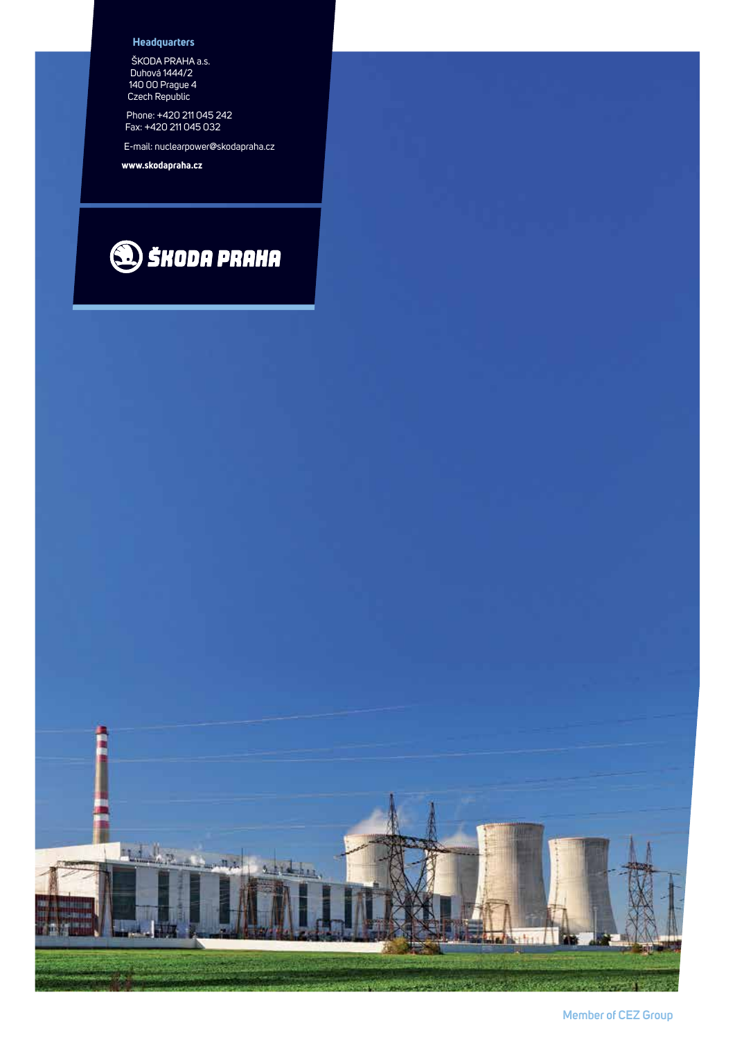**Headquarters**

ŠKODA PRAHA a.s.
Duhová 1444/2
140 00 Prague 4
Czech Republic

Phone: +420 211 045 242
Fax: +420 211 045 032

E-mail: nuclearpower@skodapraha.cz

**www.skodapraha.cz**

ŠKODA PRAHA

Member of CEZ Group